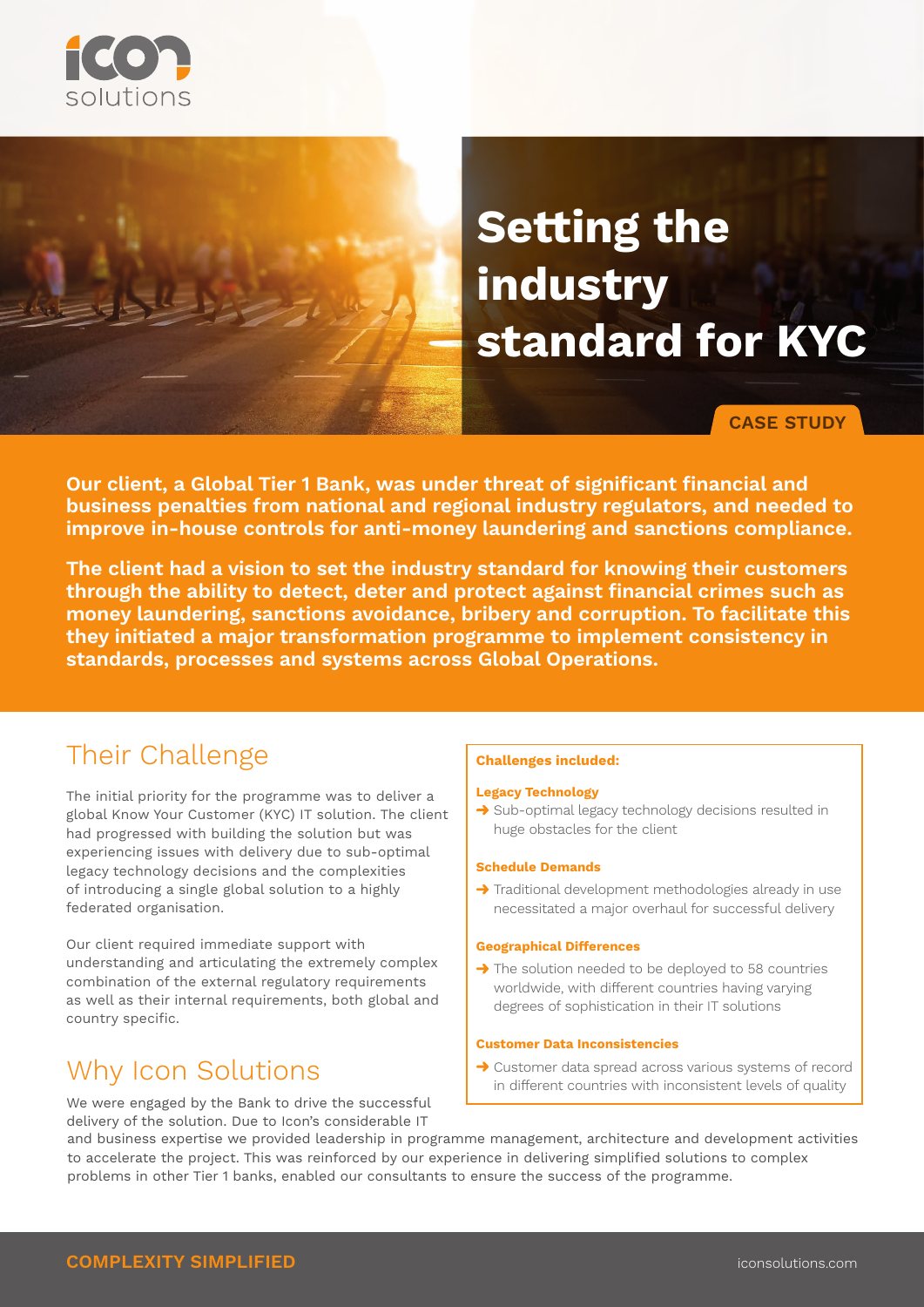# Setting the industry standard for KYC

CASE STUDY

**Our client, a Global Tier 1 Bank, was under threat of significant financial and business penalties from national and regional industry regulators, and needed to improve in-house controls for anti-money laundering and sanctions compliance.**

**The client had a vision to set the industry standard for knowing their customers through the ability to detect, deter and protect against financial crimes such as money laundering, sanctions avoidance, bribery and corruption. To facilitate this they initiated a major transformation programme to implement consistency in standards, processes and systems across Global Operations.**

## Their Challenge

The initial priority for the programme was to deliver a global Know Your Customer (KYC) IT solution. The client had progressed with building the solution but was experiencing issues with delivery due to sub-optimal legacy technology decisions and the complexities of introducing a single global solution to a highly federated organisation.

Our client required immediate support with understanding and articulating the extremely complex combination of the external regulatory requirements as well as their internal requirements, both global and country specific.

**Challenges included:**

**Legacy Technology**

- Sub-optimal legacy technology decisions resulted in huge obstacles for the client

**Schedule Demands**

- Traditional development methodologies already in use necessitated a major overhaul for successful delivery

**Geographical Differences**

- The solution needed to be deployed to 58 countries worldwide, with different countries having varying degrees of sophistication in their IT solutions

**Customer Data Inconsistencies**

- Customer data spread across various systems of record in different countries with inconsistent levels of quality

## Why Icon Solutions

We were engaged by the Bank to drive the successful delivery of the solution. Due to Icon's considerable IT and business expertise we provided leadership in programme management, architecture and development activities to accelerate the project. This was reinforced by our experience in delivering simplified solutions to complex problems in other Tier 1 banks, enabled our consultants to ensure the success of the programme.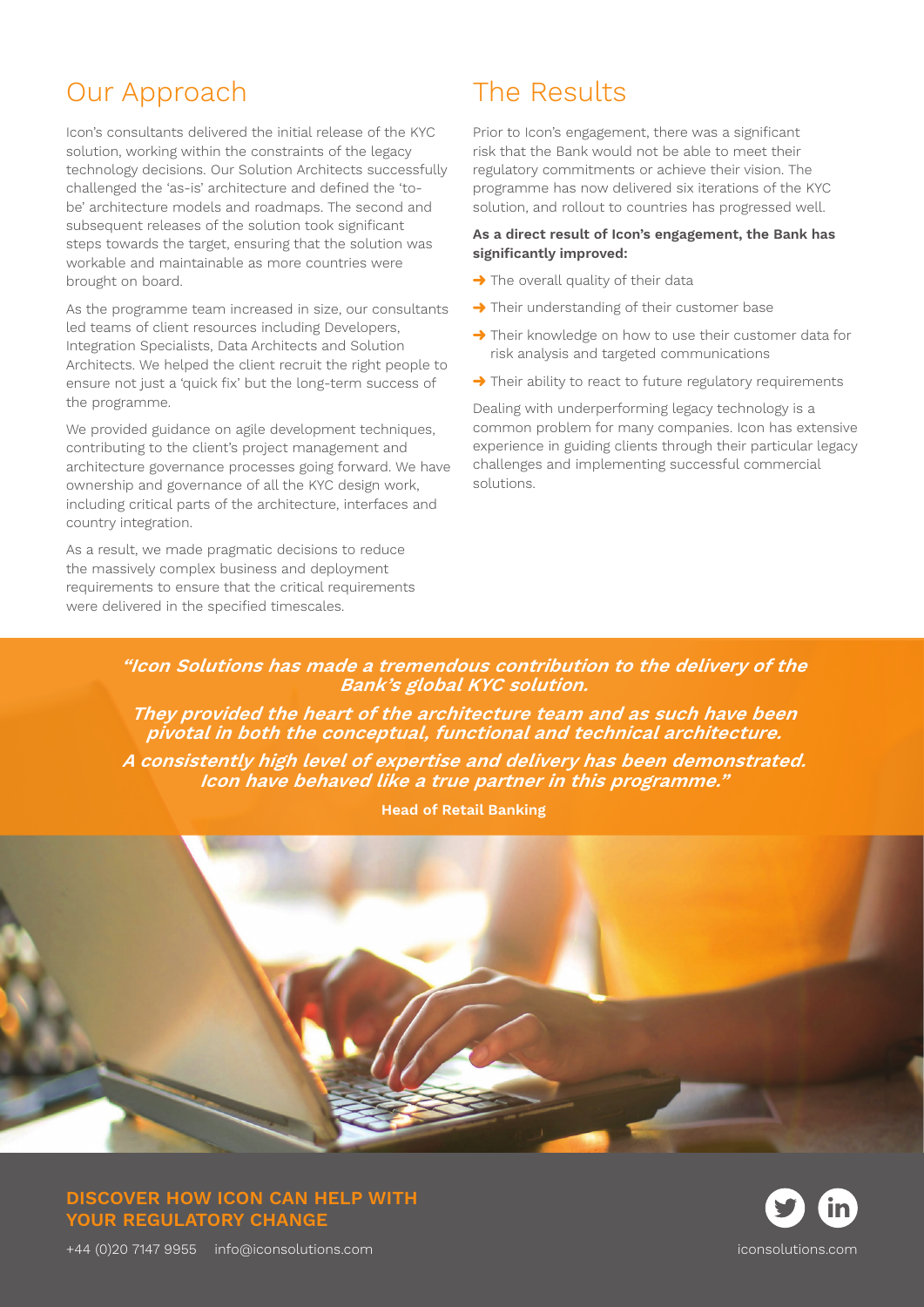## Our Approach

Icon's consultants delivered the initial release of the KYC solution, working within the constraints of the legacy technology decisions. Our Solution Architects successfully challenged the 'as-is' architecture and defined the 'to-be' architecture models and roadmaps. The second and subsequent releases of the solution took significant steps towards the target, ensuring that the solution was workable and maintainable as more countries were brought on board.

As the programme team increased in size, our consultants led teams of client resources including Developers, Integration Specialists, Data Architects and Solution Architects. We helped the client recruit the right people to ensure not just a 'quick fix' but the long-term success of the programme.

We provided guidance on agile development techniques, contributing to the client's project management and architecture governance processes going forward. We have ownership and governance of all the KYC design work, including critical parts of the architecture, interfaces and country integration.

As a result, we made pragmatic decisions to reduce the massively complex business and deployment requirements to ensure that the critical requirements were delivered in the specified timescales.

## The Results

Prior to Icon's engagement, there was a significant risk that the Bank would not be able to meet their regulatory commitments or achieve their vision. The programme has now delivered six iterations of the KYC solution, and rollout to countries has progressed well.

**As a direct result of Icon's engagement, the Bank has significantly improved:**

- The overall quality of their data
- Their understanding of their customer base
- Their knowledge on how to use their customer data for risk analysis and targeted communications
- Their ability to react to future regulatory requirements

Dealing with underperforming legacy technology is a common problem for many companies. Icon has extensive experience in guiding clients through their particular legacy challenges and implementing successful commercial solutions.

***"Icon Solutions has made a tremendous contribution to the delivery of the Bank's global KYC solution.***

***They provided the heart of the architecture team and as such have been pivotal in both the conceptual, functional and technical architecture.***

***A consistently high level of expertise and delivery has been demonstrated. Icon have behaved like a true partner in this programme."***

**Head of Retail Banking**

**DISCOVER HOW ICON CAN HELP WITH YOUR REGULATORY CHANGE**

+44 (0)20 7147 9955 info@iconsolutions.com

iconsolutions.com